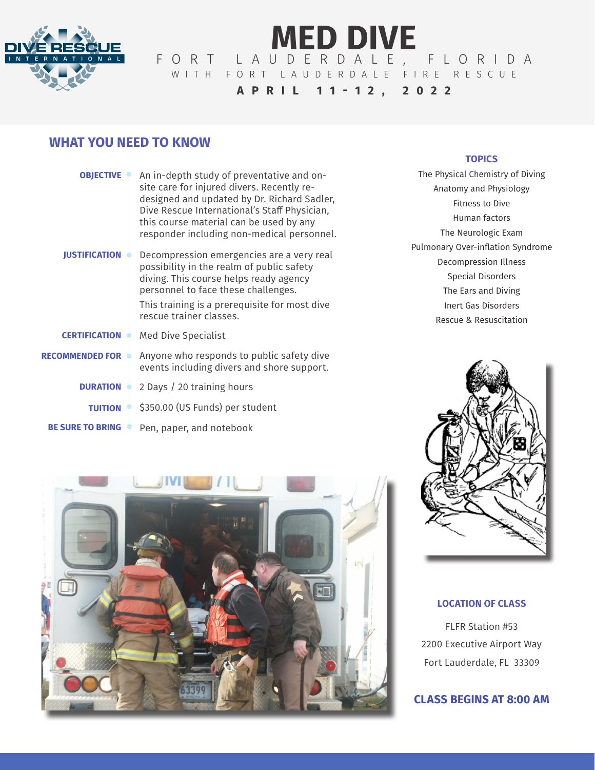# MED DIVE

FORT LAUDERDALE, FLORIDA

WITH FORT LAUDERDALE FIRE RESCUE

**APRIL 11-12, 2022**

## WHAT YOU NEED TO KNOW

**OBJECTIVE**
An in-depth study of preventative and on-site care for injured divers. Recently re-designed and updated by Dr. Richard Sadler, Dive Rescue International's Staff Physician, this course material can be used by any responder including non-medical personnel.

**JUSTIFICATION**
Decompression emergencies are a very real possibility in the realm of public safety diving. This course helps ready agency personnel to face these challenges.

This training is a prerequisite for most dive rescue trainer classes.

**CERTIFICATION**
Med Dive Specialist

**RECOMMENDED FOR**
Anyone who responds to public safety dive events including divers and shore support.

**DURATION**
2 Days / 20 training hours

**TUITION**
$350.00 (US Funds) per student

**BE SURE TO BRING**
Pen, paper, and notebook

### TOPICS

- The Physical Chemistry of Diving
- Anatomy and Physiology
- Fitness to Dive
- Human factors
- The Neurologic Exam
- Pulmonary Over-inflation Syndrome
- Decompression Illness
- Special Disorders
- The Ears and Diving
- Inert Gas Disorders
- Rescue & Resuscitation

### LOCATION OF CLASS

FLFR Station #53
2200 Executive Airport Way
Fort Lauderdale, FL 33309

### CLASS BEGINS AT 8:00 AM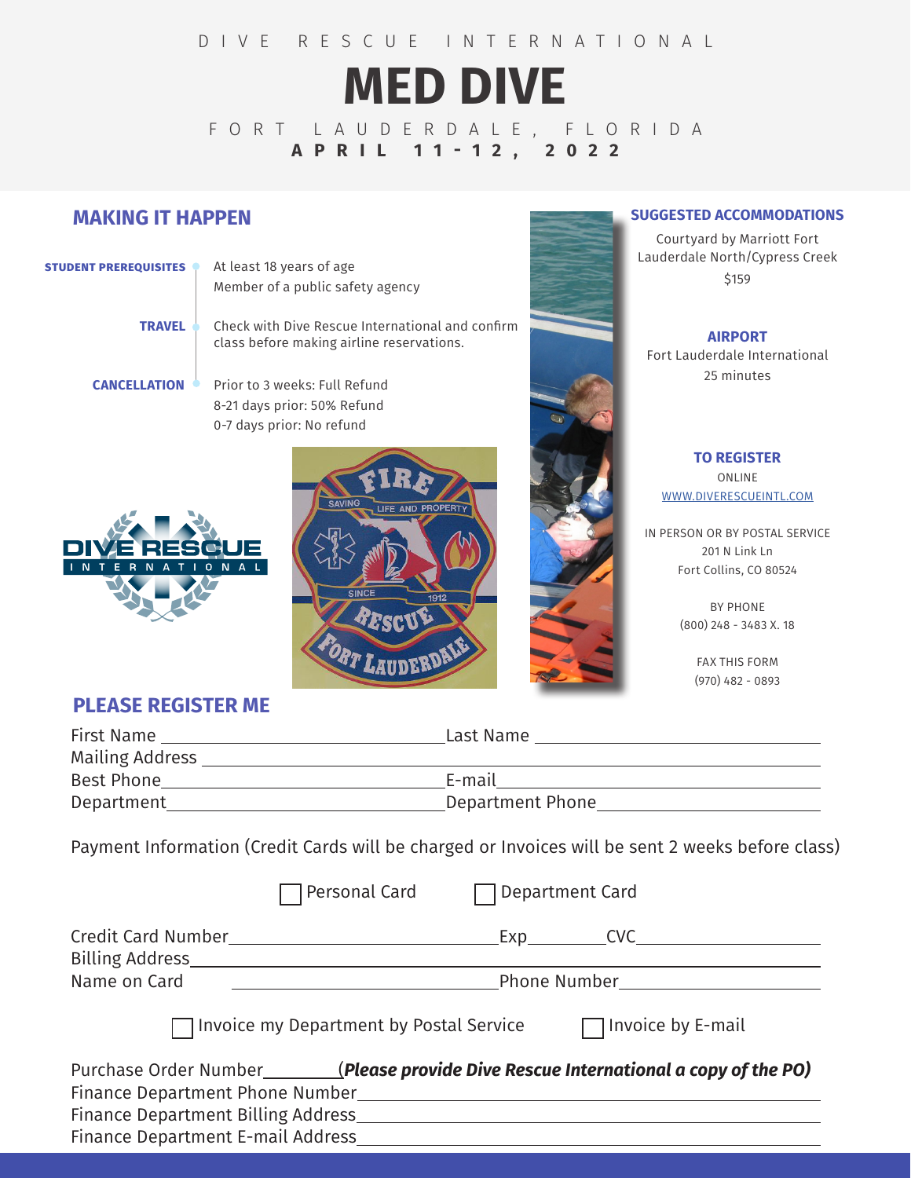DIVE RESCUE INTERNATIONAL

# MED DIVE

FORT LAUDERDALE, FLORIDA

**APRIL 11-12, 2022**

## MAKING IT HAPPEN

**STUDENT PREREQUISITES**
At least 18 years of age
Member of a public safety agency

**TRAVEL**
Check with Dive Rescue International and confirm class before making airline reservations.

**CANCELLATION**
Prior to 3 weeks: Full Refund
8-21 days prior: 50% Refund
0-7 days prior: No refund

### SUGGESTED ACCOMMODATIONS

Courtyard by Marriott Fort Lauderdale North/Cypress Creek
$159

### AIRPORT

Fort Lauderdale International
25 minutes

### TO REGISTER

ONLINE
WWW.DIVERESCUEINTL.COM

IN PERSON OR BY POSTAL SERVICE
201 N Link Ln
Fort Collins, CO 80524

BY PHONE
(800) 248 - 3483 X. 18

FAX THIS FORM
(970) 482 - 0893

## PLEASE REGISTER ME

First Name ______________________ Last Name ______________________
Mailing Address ______________________________________________
Best Phone ______________________ E-mail ______________________
Department ______________________ Department Phone ______________________

Payment Information (Credit Cards will be charged or Invoices will be sent 2 weeks before class)

☐ Personal Card ☐ Department Card

Credit Card Number ______________________ Exp ________ CVC ____________
Billing Address ______________________________________________
Name on Card ______________________ Phone Number ______________________

☐ Invoice my Department by Postal Service ☐ Invoice by E-mail

Purchase Order Number ________ (***Please provide Dive Rescue International a copy of the PO***)
Finance Department Phone Number ______________________________
Finance Department Billing Address ______________________________
Finance Department E-mail Address ______________________________